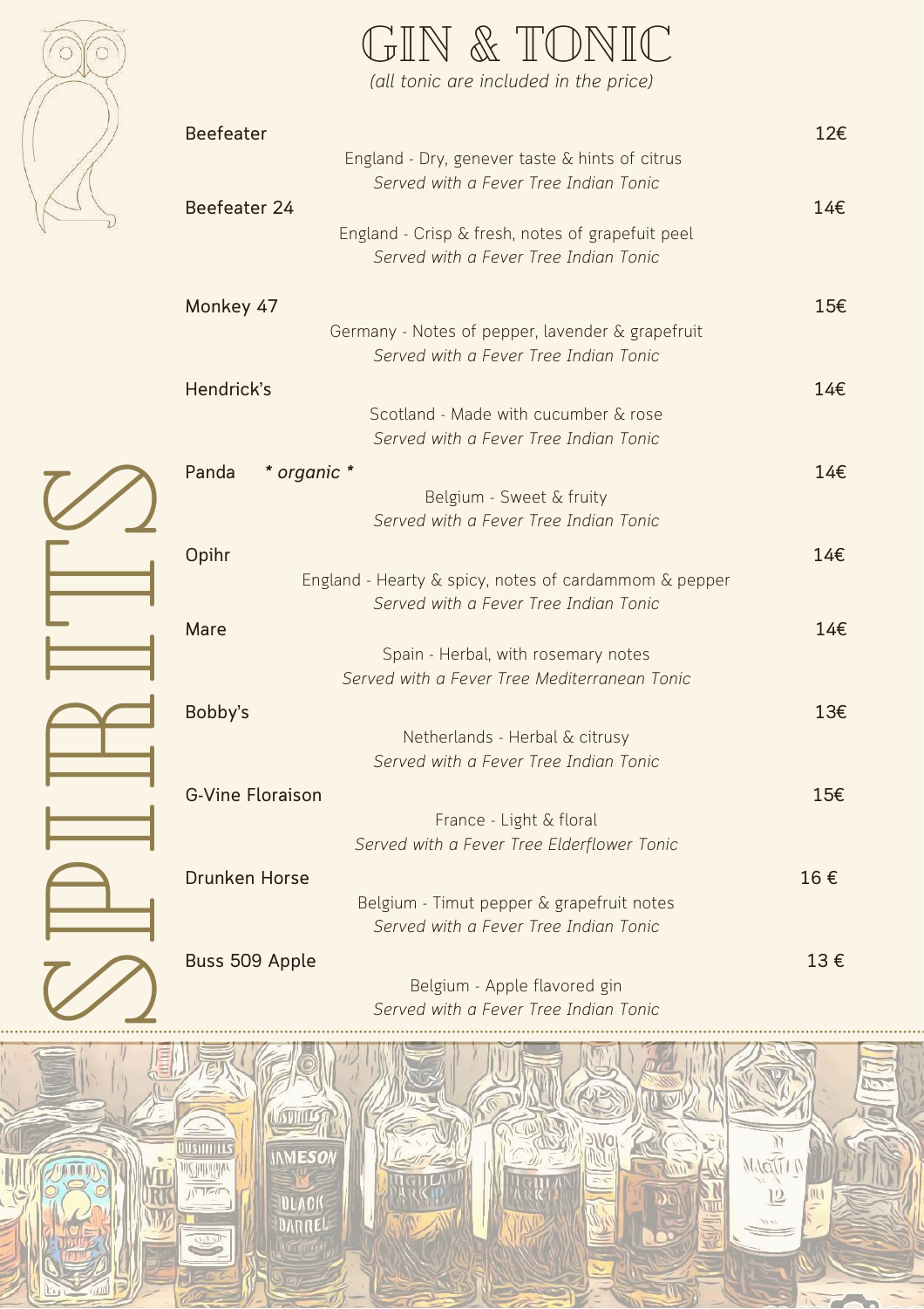# SPIRITS

## GIN & TONIC

*(all tonic are included in the price)*

**Beefeater** — 12€
England - Dry, genever taste & hints of citrus
*Served with a Fever Tree Indian Tonic*

**Beefeater 24** — 14€
England - Crisp & fresh, notes of grapefruit peel
*Served with a Fever Tree Indian Tonic*

**Monkey 47** — 15€
Germany - Notes of pepper, lavender & grapefruit
*Served with a Fever Tree Indian Tonic*

**Hendrick's** — 14€
Scotland - Made with cucumber & rose
*Served with a Fever Tree Indian Tonic*

**Panda** *\* organic \** — 14€
Belgium - Sweet & fruity
*Served with a Fever Tree Indian Tonic*

**Opihr** — 14€
England - Hearty & spicy, notes of cardammom & pepper
*Served with a Fever Tree Indian Tonic*

**Mare** — 14€
Spain - Herbal, with rosemary notes
*Served with a Fever Tree Mediterranean Tonic*

**Bobby's** — 13€
Netherlands - Herbal & citrusy
*Served with a Fever Tree Indian Tonic*

**G-Vine Floraison** — 15€
France - Light & floral
*Served with a Fever Tree Elderflower Tonic*

**Drunken Horse** — 16 €
Belgium - Timut pepper & grapefruit notes
*Served with a Fever Tree Indian Tonic*

**Buss 509 Apple** — 13 €
Belgium - Apple flavored gin
*Served with a Fever Tree Indian Tonic*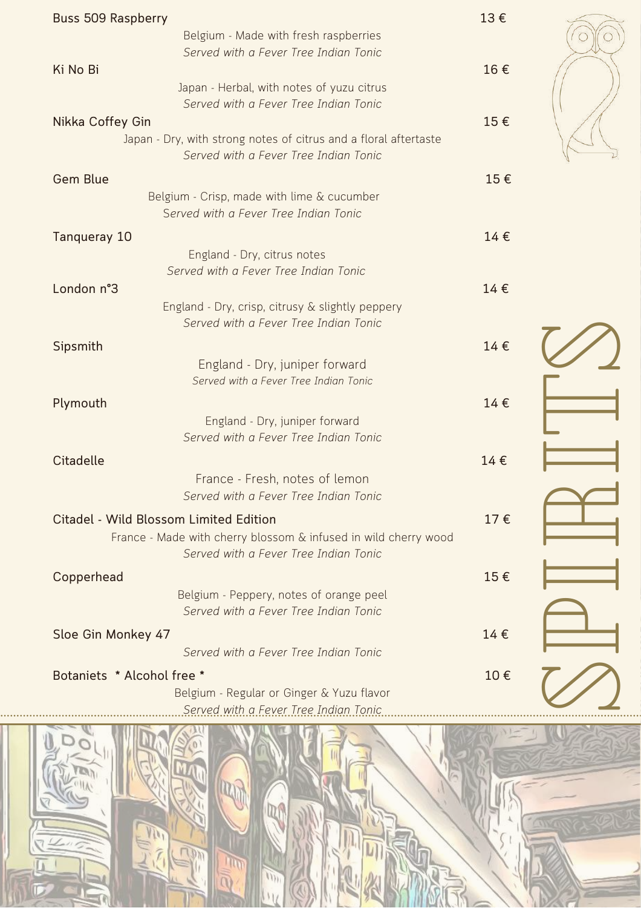# SPIRITS

**Buss 509 Raspberry** — 13 €
Belgium - Made with fresh raspberries
*Served with a Fever Tree Indian Tonic*

**Ki No Bi** — 16 €
Japan - Herbal, with notes of yuzu citrus
*Served with a Fever Tree Indian Tonic*

**Nikka Coffey Gin** — 15 €
Japan - Dry, with strong notes of citrus and a floral aftertaste
*Served with a Fever Tree Indian Tonic*

**Gem Blue** — 15 €
Belgium - Crisp, made with lime & cucumber
*Served with a Fever Tree Indian Tonic*

**Tanqueray 10** — 14 €
England - Dry, citrus notes
*Served with a Fever Tree Indian Tonic*

**London n°3** — 14 €
England - Dry, crisp, citrusy & slightly peppery
*Served with a Fever Tree Indian Tonic*

**Sipsmith** — 14 €
England - Dry, juniper forward
*Served with a Fever Tree Indian Tonic*

**Plymouth** — 14 €
England - Dry, juniper forward
*Served with a Fever Tree Indian Tonic*

**Citadelle** — 14 €
France - Fresh, notes of lemon
*Served with a Fever Tree Indian Tonic*

**Citadel - Wild Blossom Limited Edition** — 17 €
France - Made with cherry blossom & infused in wild cherry wood
*Served with a Fever Tree Indian Tonic*

**Copperhead** — 15 €
Belgium - Peppery, notes of orange peel
*Served with a Fever Tree Indian Tonic*

**Sloe Gin Monkey 47** — 14 €
*Served with a Fever Tree Indian Tonic*

**Botaniets * Alcohol free *** — 10 €
Belgium - Regular or Ginger & Yuzu flavor
*Served with a Fever Tree Indian Tonic*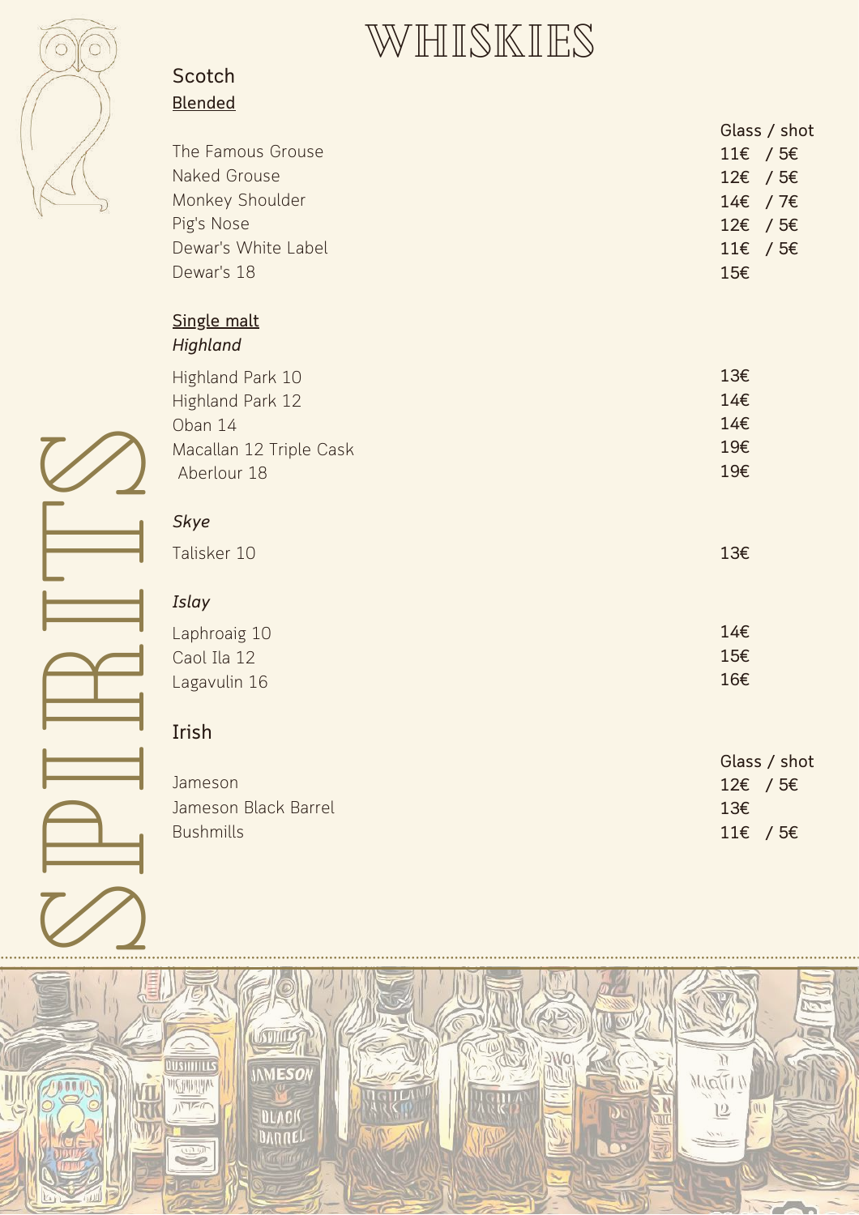# WHISKIES

SPIRITS

## Scotch

### Blended

| | Glass / shot |
|---|---|
| The Famous Grouse | 11€ / 5€ |
| Naked Grouse | 12€ / 5€ |
| Monkey Shoulder | 14€ / 7€ |
| Pig's Nose | 12€ / 5€ |
| Dewar's White Label | 11€ / 5€ |
| Dewar's 18 | 15€ |

### Single malt

*Highland*

| | |
|---|---|
| Highland Park 10 | 13€ |
| Highland Park 12 | 14€ |
| Oban 14 | 14€ |
| Macallan 12 Triple Cask | 19€ |
| Aberlour 18 | 19€ |

*Skye*

| | |
|---|---|
| Talisker 10 | 13€ |

*Islay*

| | |
|---|---|
| Laphroaig 10 | 14€ |
| Caol Ila 12 | 15€ |
| Lagavulin 16 | 16€ |

## Irish

| | Glass / shot |
|---|---|
| Jameson | 12€ / 5€ |
| Jameson Black Barrel | 13€ |
| Bushmills | 11€ / 5€ |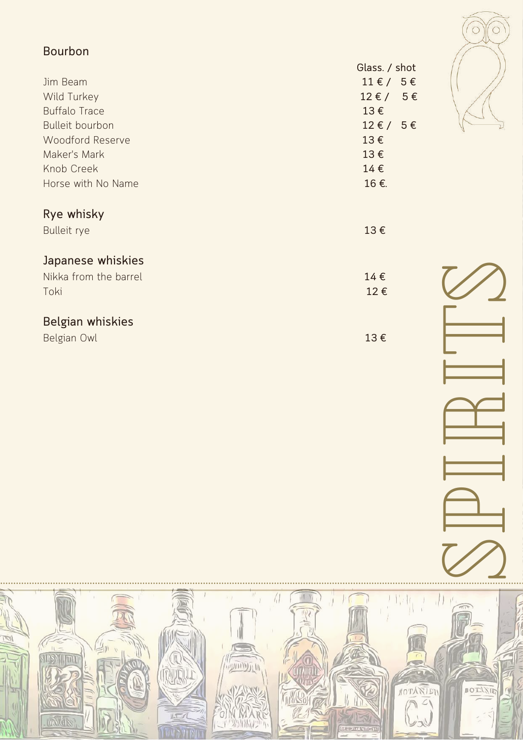# SPIRITS

## Bourbon

| | Glass. / shot | |
|---|---|---|
| Jim Beam | 11 € / | 5 € |
| Wild Turkey | 12 € / | 5 € |
| Buffalo Trace | 13 € | |
| Bulleit bourbon | 12 € / | 5 € |
| Woodford Reserve | 13 € | |
| Maker's Mark | 13 € | |
| Knob Creek | 14 € | |
| Horse with No Name | 16 €. | |

## Rye whisky

| | |
|---|---|
| Bulleit rye | 13 € |

## Japanese whiskies

| | |
|---|---|
| Nikka from the barrel | 14 € |
| Toki | 12 € |

## Belgian whiskies

| | |
|---|---|
| Belgian Owl | 13 € |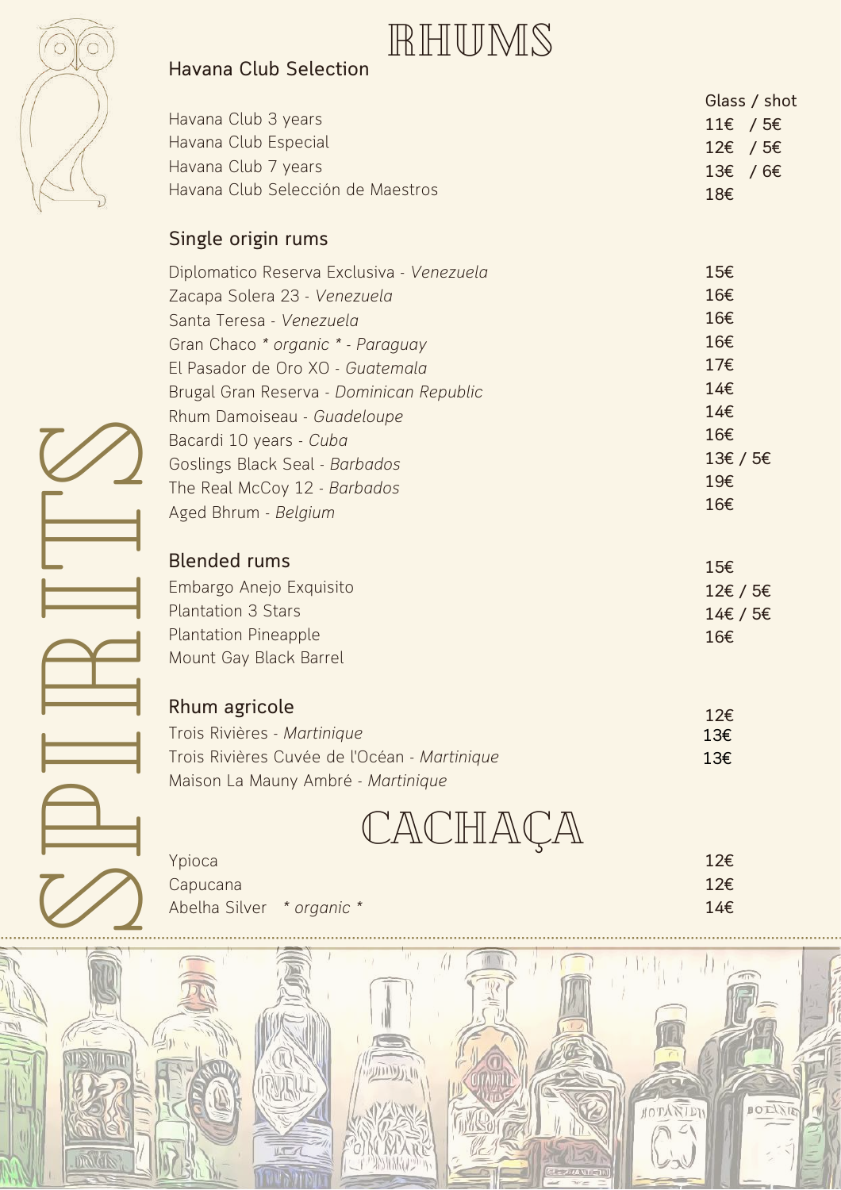# SPIRITS

## RHUMS

### Havana Club Selection

| | Glass / shot |
|---|---|
| Havana Club 3 years | 11€ / 5€ |
| Havana Club Especial | 12€ / 5€ |
| Havana Club 7 years | 13€ / 6€ |
| Havana Club Selección de Maestros | 18€ |

### Single origin rums

| | |
|---|---|
| Diplomatico Reserva Exclusiva - *Venezuela* | 15€ |
| Zacapa Solera 23 - *Venezuela* | 16€ |
| Santa Teresa - *Venezuela* | 16€ |
| Gran Chaco *\* organic \** - *Paraguay* | 16€ |
| El Pasador de Oro XO - *Guatemala* | 17€ |
| Brugal Gran Reserva - *Dominican Republic* | 14€ |
| Rhum Damoiseau - *Guadeloupe* | 14€ |
| Bacardi 10 years - *Cuba* | 16€ |
| Goslings Black Seal - *Barbados* | 13€ / 5€ |
| The Real McCoy 12 - *Barbados* | 19€ |
| Aged Bhrum - *Belgium* | 16€ |

### Blended rums

| | |
|---|---|
| Embargo Anejo Exquisito | 15€ |
| Plantation 3 Stars | 12€ / 5€ |
| Plantation Pineapple | 14€ / 5€ |
| Mount Gay Black Barrel | 16€ |

### Rhum agricole

| | |
|---|---|
| Trois Rivières - *Martinique* | 12€ |
| Trois Rivières Cuvée de l'Océan - *Martinique* | 13€ |
| Maison La Mauny Ambré - *Martinique* | 13€ |

## CACHAÇA

| | |
|---|---|
| Ypioca | 12€ |
| Capucana | 12€ |
| Abelha Silver *\* organic \** | 14€ |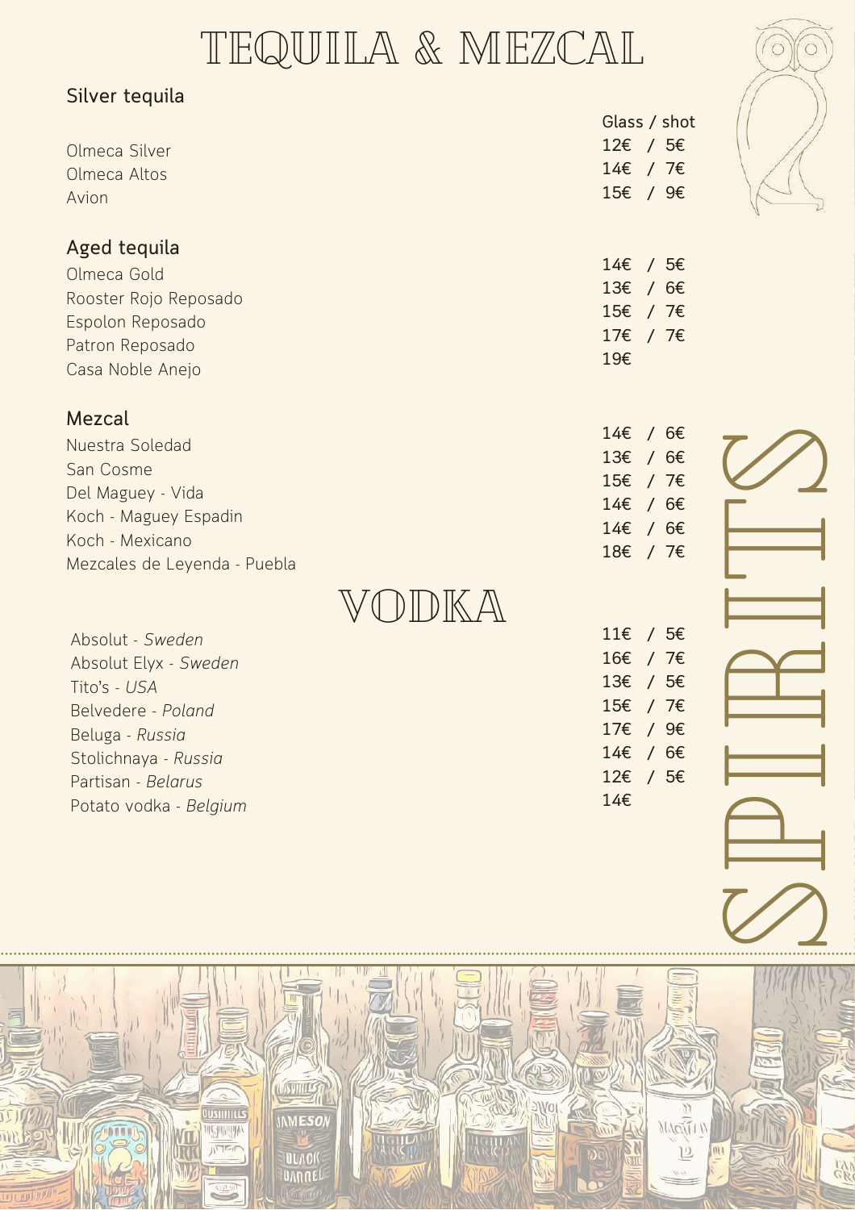# TEQUILA & MEZCAL

## SPIRITS

### Silver tequila

| | Glass / shot |
|---|---|
| Olmeca Silver | 12€ / 5€ |
| Olmeca Altos | 14€ / 7€ |
| Avion | 15€ / 9€ |

### Aged tequila

| | |
|---|---|
| Olmeca Gold | 14€ / 5€ |
| Rooster Rojo Reposado | 13€ / 6€ |
| Espolon Reposado | 15€ / 7€ |
| Patron Reposado | 17€ / 7€ |
| Casa Noble Anejo | 19€ |

### Mezcal

| | |
|---|---|
| Nuestra Soledad | 14€ / 6€ |
| San Cosme | 13€ / 6€ |
| Del Maguey - Vida | 15€ / 7€ |
| Koch - Maguey Espadin | 14€ / 6€ |
| Koch - Mexicano | 14€ / 6€ |
| Mezcales de Leyenda - Puebla | 18€ / 7€ |

# VODKA

| | |
|---|---|
| Absolut - *Sweden* | 11€ / 5€ |
| Absolut Elyx - *Sweden* | 16€ / 7€ |
| Tito's - *USA* | 13€ / 5€ |
| Belvedere - *Poland* | 15€ / 7€ |
| Beluga - *Russia* | 17€ / 9€ |
| Stolichnaya - *Russia* | 14€ / 6€ |
| Partisan - *Belarus* | 12€ / 5€ |
| Potato vodka - *Belgium* | 14€ |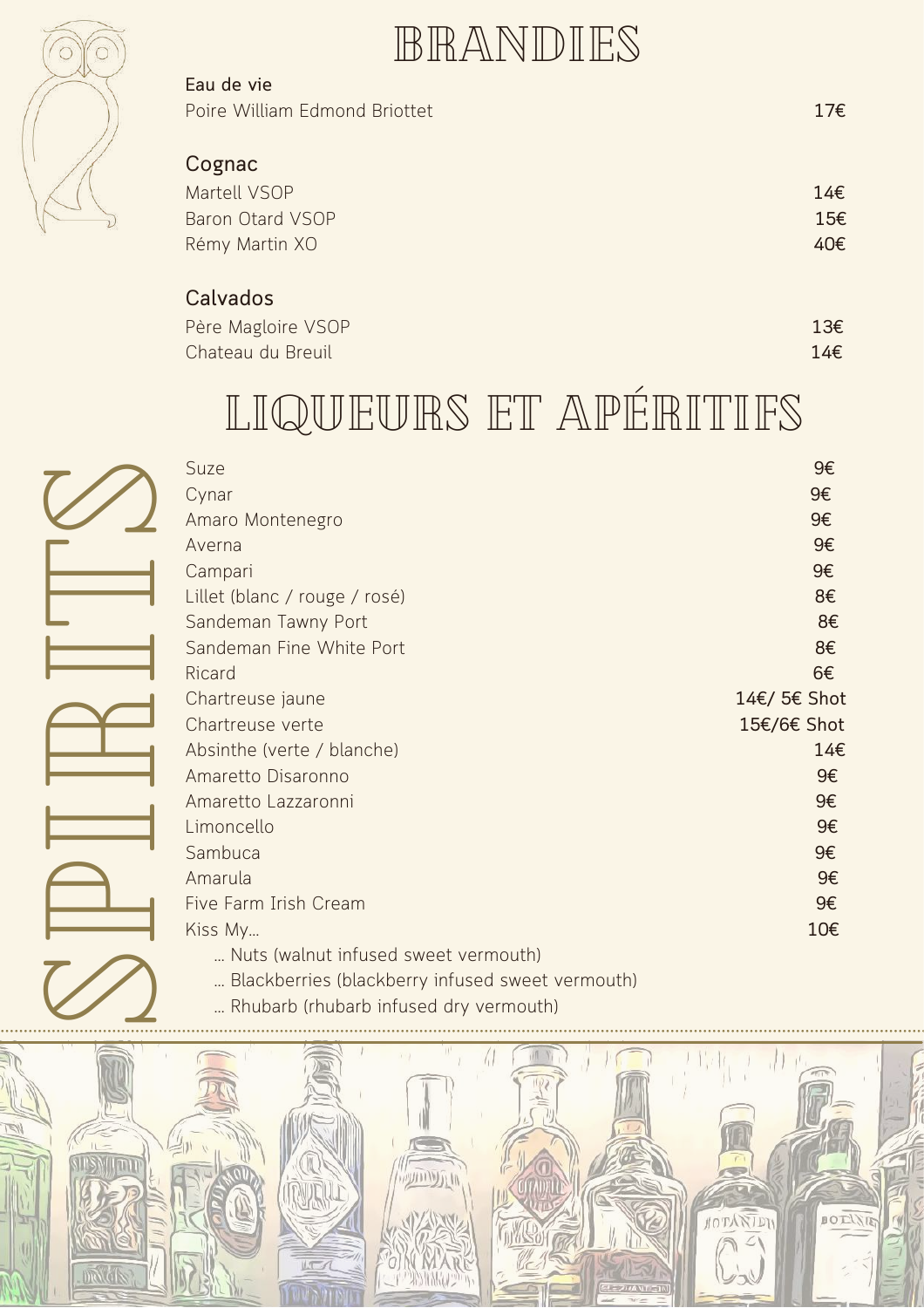# BRANDIES

### Eau de vie

| | |
|---|---|
| Poire William Edmond Briottet | 17€ |

### Cognac

| | |
|---|---|
| Martell VSOP | 14€ |
| Baron Otard VSOP | 15€ |
| Rémy Martin XO | 40€ |

### Calvados

| | |
|---|---|
| Père Magloire VSOP | 13€ |
| Chateau du Breuil | 14€ |

# LIQUEURS ET APÉRITIFS

SPIRITS

| | |
|---|---|
| Suze | 9€ |
| Cynar | 9€ |
| Amaro Montenegro | 9€ |
| Averna | 9€ |
| Campari | 9€ |
| Lillet (blanc / rouge / rosé) | 8€ |
| Sandeman Tawny Port | 8€ |
| Sandeman Fine White Port | 8€ |
| Ricard | 6€ |
| Chartreuse jaune | 14€/ 5€ Shot |
| Chartreuse verte | 15€/6€ Shot |
| Absinthe (verte / blanche) | 14€ |
| Amaretto Disaronno | 9€ |
| Amaretto Lazzaronni | 9€ |
| Limoncello | 9€ |
| Sambuca | 9€ |
| Amarula | 9€ |
| Five Farm Irish Cream | 9€ |
| Kiss My… | 10€ |

… Nuts (walnut infused sweet vermouth)
… Blackberries (blackberry infused sweet vermouth)
… Rhubarb (rhubarb infused dry vermouth)